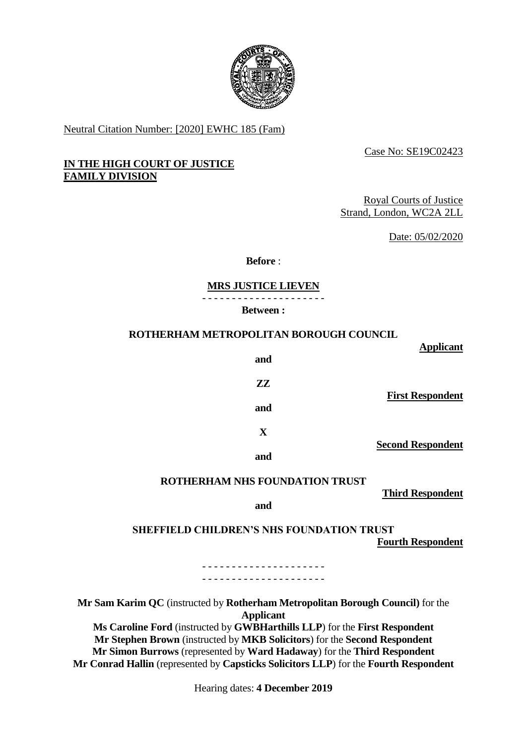Neutral Citation Number: [2020] EWHC 185 (Fam)

Case No: SE19C02423

**IN THE HIGH COURT OF JUSTICE**
**FAMILY DIVISION**

Royal Courts of Justice
Strand, London, WC2A 2LL

Date: 05/02/2020

**Before** :

**MRS JUSTICE LIEVEN**

- - - - - - - - - - - - - - - - - - - - -

**Between :**

**ROTHERHAM METROPOLITAN BOROUGH COUNCIL** — **Applicant**

**and**

**ZZ** — **First Respondent**

**and**

**X** — **Second Respondent**

**and**

**ROTHERHAM NHS FOUNDATION TRUST** — **Third Respondent**

**and**

**SHEFFIELD CHILDREN'S NHS FOUNDATION TRUST** — **Fourth Respondent**

- - - - - - - - - - - - - - - - - - - - -
- - - - - - - - - - - - - - - - - - - - -

**Mr Sam Karim QC** (instructed by **Rotherham Metropolitan Borough Council)** for the **Applicant**
**Ms Caroline Ford** (instructed by **GWBHarthills LLP**) for the **First Respondent**
**Mr Stephen Brown** (instructed by **MKB Solicitors**) for the **Second Respondent**
**Mr Simon Burrows** (represented by **Ward Hadaway**) for the **Third Respondent**
**Mr Conrad Hallin** (represented by **Capsticks Solicitors LLP**) for the **Fourth Respondent**

Hearing dates: **4 December 2019**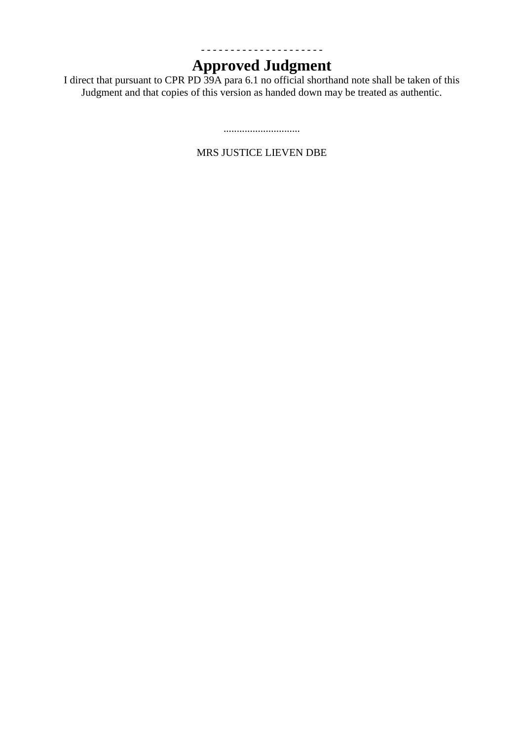\- - - - - - - - - - - - - - - - - - - - -

# Approved Judgment

I direct that pursuant to CPR PD 39A para 6.1 no official shorthand note shall be taken of this Judgment and that copies of this version as handed down may be treated as authentic.

.............................

MRS JUSTICE LIEVEN DBE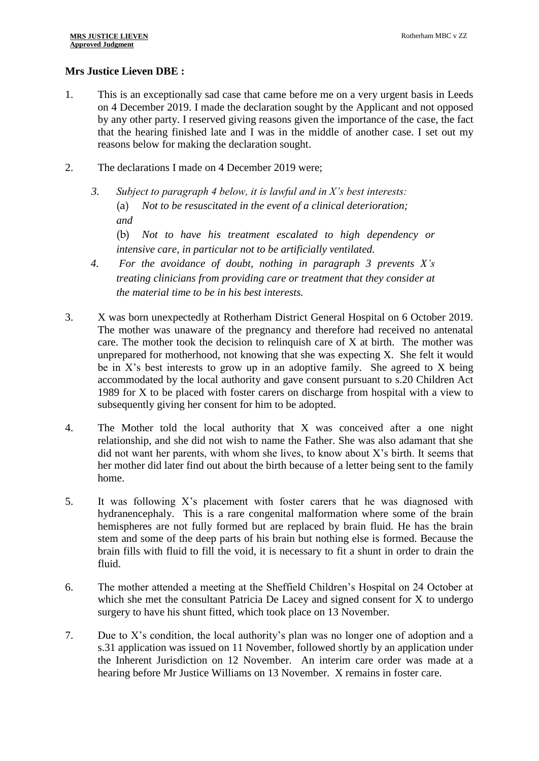**Mrs Justice Lieven DBE :**

1. This is an exceptionally sad case that came before me on a very urgent basis in Leeds on 4 December 2019. I made the declaration sought by the Applicant and not opposed by any other party. I reserved giving reasons given the importance of the case, the fact that the hearing finished late and I was in the middle of another case. I set out my reasons below for making the declaration sought.

2. The declarations I made on 4 December 2019 were;

   *3. Subject to paragraph 4 below, it is lawful and in X's best interests:*

   (a) *Not to be resuscitated in the event of a clinical deterioration; and*

   (b) *Not to have his treatment escalated to high dependency or intensive care, in particular not to be artificially ventilated.*

   *4. For the avoidance of doubt, nothing in paragraph 3 prevents X's treating clinicians from providing care or treatment that they consider at the material time to be in his best interests.*

3. X was born unexpectedly at Rotherham District General Hospital on 6 October 2019. The mother was unaware of the pregnancy and therefore had received no antenatal care. The mother took the decision to relinquish care of X at birth. The mother was unprepared for motherhood, not knowing that she was expecting X. She felt it would be in X's best interests to grow up in an adoptive family. She agreed to X being accommodated by the local authority and gave consent pursuant to s.20 Children Act 1989 for X to be placed with foster carers on discharge from hospital with a view to subsequently giving her consent for him to be adopted.

4. The Mother told the local authority that X was conceived after a one night relationship, and she did not wish to name the Father. She was also adamant that she did not want her parents, with whom she lives, to know about X's birth. It seems that her mother did later find out about the birth because of a letter being sent to the family home.

5. It was following X's placement with foster carers that he was diagnosed with hydranencephaly. This is a rare congenital malformation where some of the brain hemispheres are not fully formed but are replaced by brain fluid. He has the brain stem and some of the deep parts of his brain but nothing else is formed. Because the brain fills with fluid to fill the void, it is necessary to fit a shunt in order to drain the fluid.

6. The mother attended a meeting at the Sheffield Children's Hospital on 24 October at which she met the consultant Patricia De Lacey and signed consent for X to undergo surgery to have his shunt fitted, which took place on 13 November.

7. Due to X's condition, the local authority's plan was no longer one of adoption and a s.31 application was issued on 11 November, followed shortly by an application under the Inherent Jurisdiction on 12 November. An interim care order was made at a hearing before Mr Justice Williams on 13 November. X remains in foster care.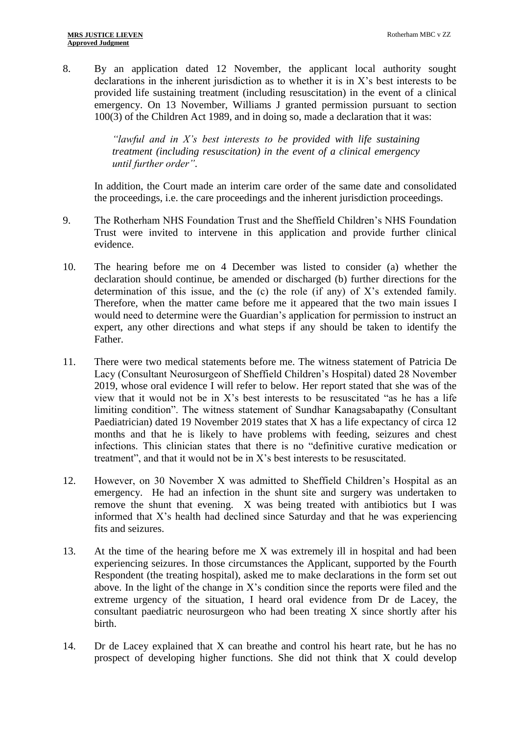8. By an application dated 12 November, the applicant local authority sought declarations in the inherent jurisdiction as to whether it is in X's best interests to be provided life sustaining treatment (including resuscitation) in the event of a clinical emergency. On 13 November, Williams J granted permission pursuant to section 100(3) of the Children Act 1989, and in doing so, made a declaration that it was:

   > *"lawful and in X's best interests to be provided with life sustaining treatment (including resuscitation) in the event of a clinical emergency until further order".*

   In addition, the Court made an interim care order of the same date and consolidated the proceedings, i.e. the care proceedings and the inherent jurisdiction proceedings.

9. The Rotherham NHS Foundation Trust and the Sheffield Children's NHS Foundation Trust were invited to intervene in this application and provide further clinical evidence.

10. The hearing before me on 4 December was listed to consider (a) whether the declaration should continue, be amended or discharged (b) further directions for the determination of this issue, and the (c) the role (if any) of X's extended family. Therefore, when the matter came before me it appeared that the two main issues I would need to determine were the Guardian's application for permission to instruct an expert, any other directions and what steps if any should be taken to identify the Father.

11. There were two medical statements before me. The witness statement of Patricia De Lacy (Consultant Neurosurgeon of Sheffield Children's Hospital) dated 28 November 2019, whose oral evidence I will refer to below. Her report stated that she was of the view that it would not be in X's best interests to be resuscitated "as he has a life limiting condition". The witness statement of Sundhar Kanagsabapathy (Consultant Paediatrician) dated 19 November 2019 states that X has a life expectancy of circa 12 months and that he is likely to have problems with feeding, seizures and chest infections. This clinician states that there is no "definitive curative medication or treatment", and that it would not be in X's best interests to be resuscitated.

12. However, on 30 November X was admitted to Sheffield Children's Hospital as an emergency. He had an infection in the shunt site and surgery was undertaken to remove the shunt that evening. X was being treated with antibiotics but I was informed that X's health had declined since Saturday and that he was experiencing fits and seizures.

13. At the time of the hearing before me X was extremely ill in hospital and had been experiencing seizures. In those circumstances the Applicant, supported by the Fourth Respondent (the treating hospital), asked me to make declarations in the form set out above. In the light of the change in X's condition since the reports were filed and the extreme urgency of the situation, I heard oral evidence from Dr de Lacey, the consultant paediatric neurosurgeon who had been treating X since shortly after his birth.

14. Dr de Lacey explained that X can breathe and control his heart rate, but he has no prospect of developing higher functions. She did not think that X could develop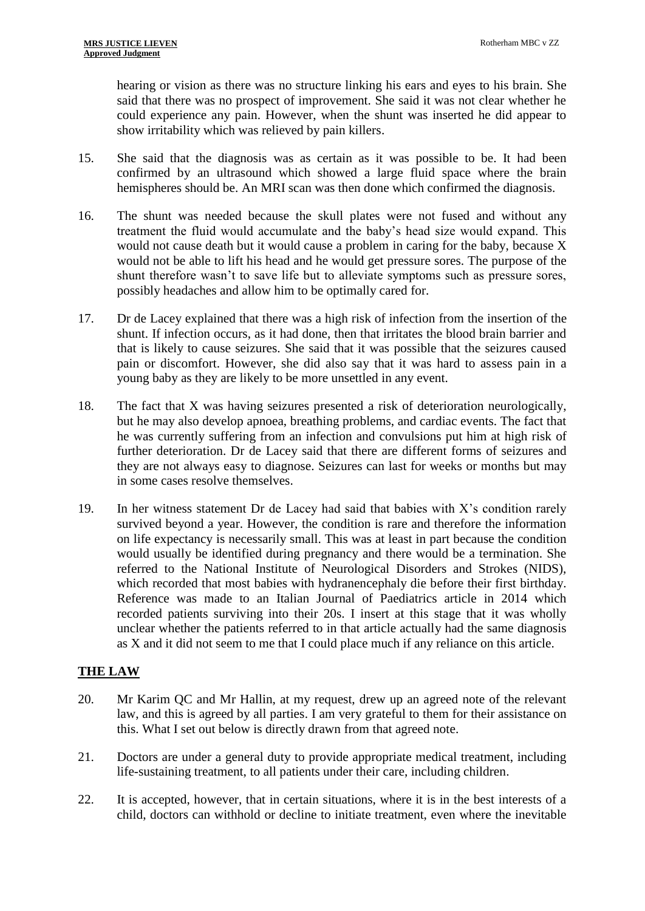hearing or vision as there was no structure linking his ears and eyes to his brain. She said that there was no prospect of improvement. She said it was not clear whether he could experience any pain. However, when the shunt was inserted he did appear to show irritability which was relieved by pain killers.

15. She said that the diagnosis was as certain as it was possible to be. It had been confirmed by an ultrasound which showed a large fluid space where the brain hemispheres should be. An MRI scan was then done which confirmed the diagnosis.

16. The shunt was needed because the skull plates were not fused and without any treatment the fluid would accumulate and the baby's head size would expand. This would not cause death but it would cause a problem in caring for the baby, because X would not be able to lift his head and he would get pressure sores. The purpose of the shunt therefore wasn't to save life but to alleviate symptoms such as pressure sores, possibly headaches and allow him to be optimally cared for.

17. Dr de Lacey explained that there was a high risk of infection from the insertion of the shunt. If infection occurs, as it had done, then that irritates the blood brain barrier and that is likely to cause seizures. She said that it was possible that the seizures caused pain or discomfort. However, she did also say that it was hard to assess pain in a young baby as they are likely to be more unsettled in any event.

18. The fact that X was having seizures presented a risk of deterioration neurologically, but he may also develop apnoea, breathing problems, and cardiac events. The fact that he was currently suffering from an infection and convulsions put him at high risk of further deterioration. Dr de Lacey said that there are different forms of seizures and they are not always easy to diagnose. Seizures can last for weeks or months but may in some cases resolve themselves.

19. In her witness statement Dr de Lacey had said that babies with X's condition rarely survived beyond a year. However, the condition is rare and therefore the information on life expectancy is necessarily small. This was at least in part because the condition would usually be identified during pregnancy and there would be a termination. She referred to the National Institute of Neurological Disorders and Strokes (NIDS), which recorded that most babies with hydranencephaly die before their first birthday. Reference was made to an Italian Journal of Paediatrics article in 2014 which recorded patients surviving into their 20s. I insert at this stage that it was wholly unclear whether the patients referred to in that article actually had the same diagnosis as X and it did not seem to me that I could place much if any reliance on this article.

## THE LAW

20. Mr Karim QC and Mr Hallin, at my request, drew up an agreed note of the relevant law, and this is agreed by all parties. I am very grateful to them for their assistance on this. What I set out below is directly drawn from that agreed note.

21. Doctors are under a general duty to provide appropriate medical treatment, including life-sustaining treatment, to all patients under their care, including children.

22. It is accepted, however, that in certain situations, where it is in the best interests of a child, doctors can withhold or decline to initiate treatment, even where the inevitable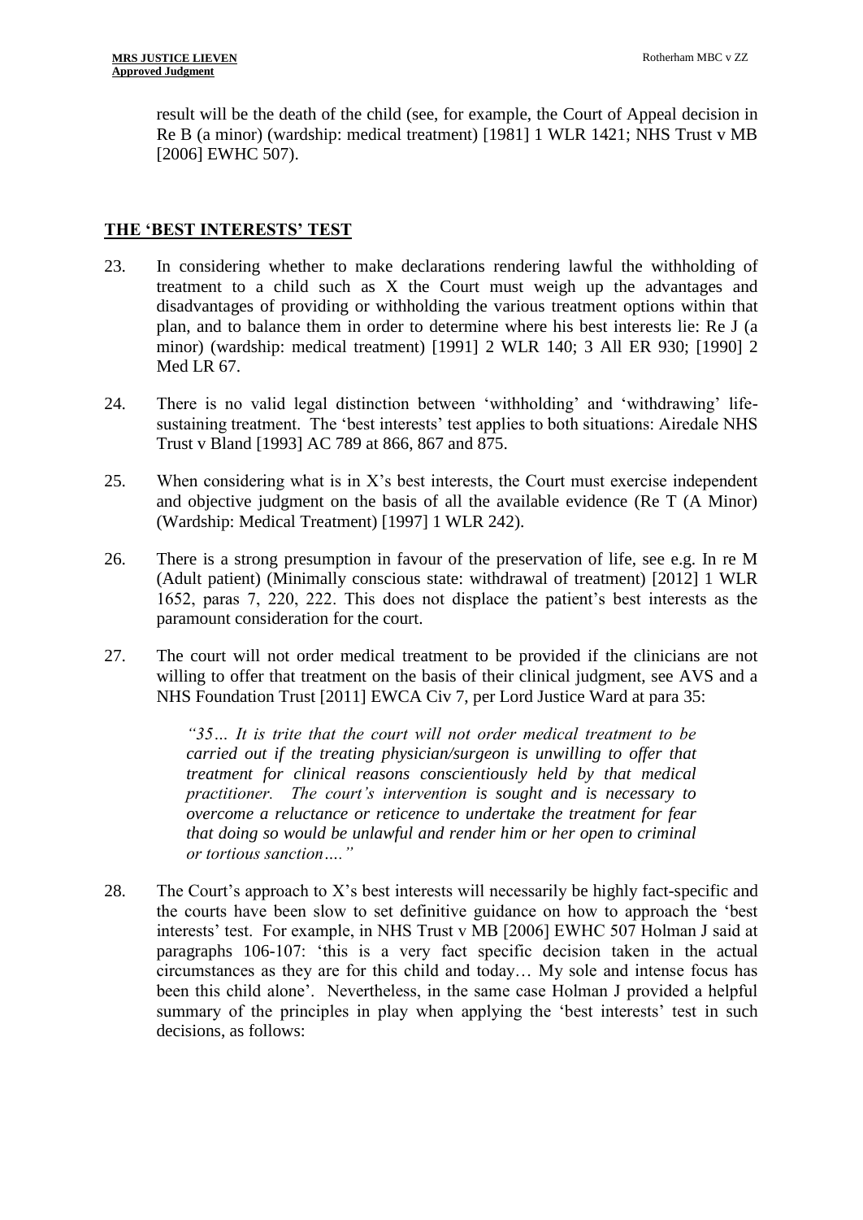result will be the death of the child (see, for example, the Court of Appeal decision in Re B (a minor) (wardship: medical treatment) [1981] 1 WLR 1421; NHS Trust v MB [2006] EWHC 507).

## THE 'BEST INTERESTS' TEST

23. In considering whether to make declarations rendering lawful the withholding of treatment to a child such as X the Court must weigh up the advantages and disadvantages of providing or withholding the various treatment options within that plan, and to balance them in order to determine where his best interests lie: Re J (a minor) (wardship: medical treatment) [1991] 2 WLR 140; 3 All ER 930; [1990] 2 Med LR 67.

24. There is no valid legal distinction between 'withholding' and 'withdrawing' life-sustaining treatment. The 'best interests' test applies to both situations: Airedale NHS Trust v Bland [1993] AC 789 at 866, 867 and 875.

25. When considering what is in X's best interests, the Court must exercise independent and objective judgment on the basis of all the available evidence (Re T (A Minor) (Wardship: Medical Treatment) [1997] 1 WLR 242).

26. There is a strong presumption in favour of the preservation of life, see e.g. In re M (Adult patient) (Minimally conscious state: withdrawal of treatment) [2012] 1 WLR 1652, paras 7, 220, 222. This does not displace the patient's best interests as the paramount consideration for the court.

27. The court will not order medical treatment to be provided if the clinicians are not willing to offer that treatment on the basis of their clinical judgment, see AVS and a NHS Foundation Trust [2011] EWCA Civ 7, per Lord Justice Ward at para 35:

> *"35… It is trite that the court will not order medical treatment to be carried out if the treating physician/surgeon is unwilling to offer that treatment for clinical reasons conscientiously held by that medical practitioner. The court's intervention is sought and is necessary to overcome a reluctance or reticence to undertake the treatment for fear that doing so would be unlawful and render him or her open to criminal or tortious sanction…."*

28. The Court's approach to X's best interests will necessarily be highly fact-specific and the courts have been slow to set definitive guidance on how to approach the 'best interests' test. For example, in NHS Trust v MB [2006] EWHC 507 Holman J said at paragraphs 106-107: 'this is a very fact specific decision taken in the actual circumstances as they are for this child and today… My sole and intense focus has been this child alone'. Nevertheless, in the same case Holman J provided a helpful summary of the principles in play when applying the 'best interests' test in such decisions, as follows: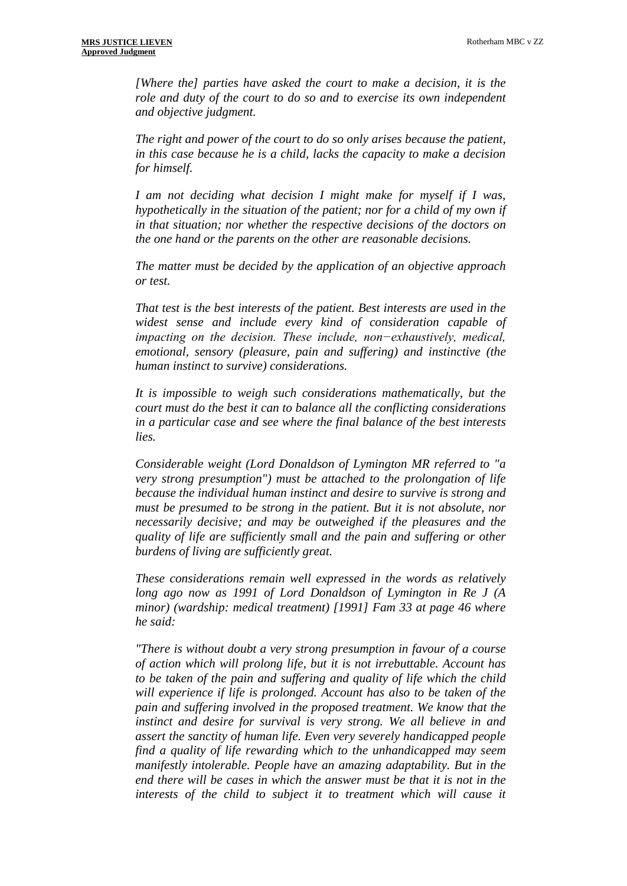*[Where the] parties have asked the court to make a decision, it is the role and duty of the court to do so and to exercise its own independent and objective judgment.*

*The right and power of the court to do so only arises because the patient, in this case because he is a child, lacks the capacity to make a decision for himself.*

*I am not deciding what decision I might make for myself if I was, hypothetically in the situation of the patient; nor for a child of my own if in that situation; nor whether the respective decisions of the doctors on the one hand or the parents on the other are reasonable decisions.*

*The matter must be decided by the application of an objective approach or test.*

*That test is the best interests of the patient. Best interests are used in the widest sense and include every kind of consideration capable of impacting on the decision. These include, non−exhaustively, medical, emotional, sensory (pleasure, pain and suffering) and instinctive (the human instinct to survive) considerations.*

*It is impossible to weigh such considerations mathematically, but the court must do the best it can to balance all the conflicting considerations in a particular case and see where the final balance of the best interests lies.*

*Considerable weight (Lord Donaldson of Lymington MR referred to "a very strong presumption") must be attached to the prolongation of life because the individual human instinct and desire to survive is strong and must be presumed to be strong in the patient. But it is not absolute, nor necessarily decisive; and may be outweighed if the pleasures and the quality of life are sufficiently small and the pain and suffering or other burdens of living are sufficiently great.*

*These considerations remain well expressed in the words as relatively long ago now as 1991 of Lord Donaldson of Lymington in Re J (A minor) (wardship: medical treatment) [1991] Fam 33 at page 46 where he said:*

*"There is without doubt a very strong presumption in favour of a course of action which will prolong life, but it is not irrebuttable. Account has to be taken of the pain and suffering and quality of life which the child will experience if life is prolonged. Account has also to be taken of the pain and suffering involved in the proposed treatment. We know that the instinct and desire for survival is very strong. We all believe in and assert the sanctity of human life. Even very severely handicapped people find a quality of life rewarding which to the unhandicapped may seem manifestly intolerable. People have an amazing adaptability. But in the end there will be cases in which the answer must be that it is not in the interests of the child to subject it to treatment which will cause it*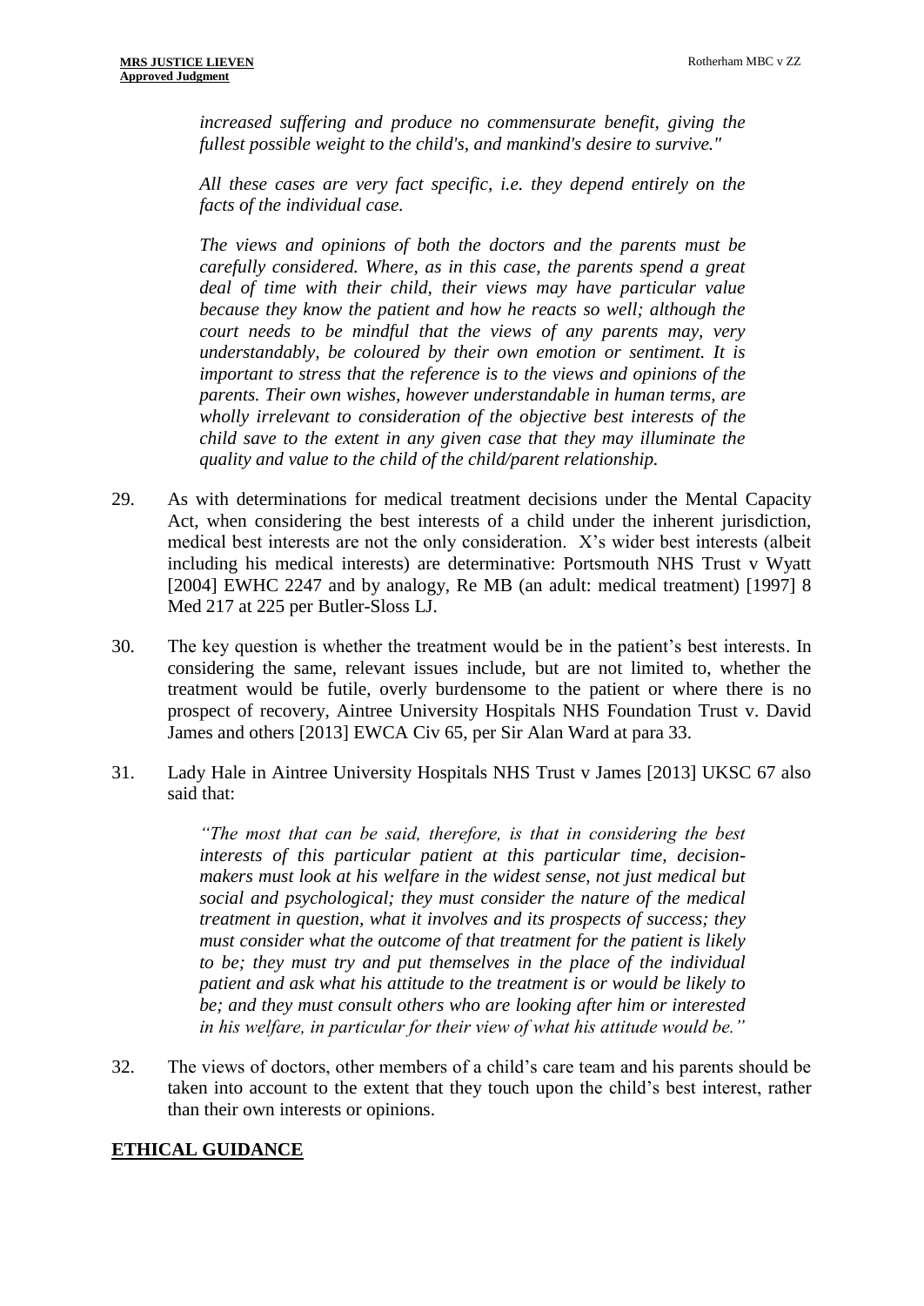*increased suffering and produce no commensurate benefit, giving the fullest possible weight to the child's, and mankind's desire to survive."*

*All these cases are very fact specific, i.e. they depend entirely on the facts of the individual case.*

*The views and opinions of both the doctors and the parents must be carefully considered. Where, as in this case, the parents spend a great deal of time with their child, their views may have particular value because they know the patient and how he reacts so well; although the court needs to be mindful that the views of any parents may, very understandably, be coloured by their own emotion or sentiment. It is important to stress that the reference is to the views and opinions of the parents. Their own wishes, however understandable in human terms, are wholly irrelevant to consideration of the objective best interests of the child save to the extent in any given case that they may illuminate the quality and value to the child of the child/parent relationship.*

29. As with determinations for medical treatment decisions under the Mental Capacity Act, when considering the best interests of a child under the inherent jurisdiction, medical best interests are not the only consideration. X's wider best interests (albeit including his medical interests) are determinative: Portsmouth NHS Trust v Wyatt [2004] EWHC 2247 and by analogy, Re MB (an adult: medical treatment) [1997] 8 Med 217 at 225 per Butler-Sloss LJ.

30. The key question is whether the treatment would be in the patient's best interests. In considering the same, relevant issues include, but are not limited to, whether the treatment would be futile, overly burdensome to the patient or where there is no prospect of recovery, Aintree University Hospitals NHS Foundation Trust v. David James and others [2013] EWCA Civ 65, per Sir Alan Ward at para 33.

31. Lady Hale in Aintree University Hospitals NHS Trust v James [2013] UKSC 67 also said that:

> *"The most that can be said, therefore, is that in considering the best interests of this particular patient at this particular time, decision-makers must look at his welfare in the widest sense, not just medical but social and psychological; they must consider the nature of the medical treatment in question, what it involves and its prospects of success; they must consider what the outcome of that treatment for the patient is likely to be; they must try and put themselves in the place of the individual patient and ask what his attitude to the treatment is or would be likely to be; and they must consult others who are looking after him or interested in his welfare, in particular for their view of what his attitude would be."*

32. The views of doctors, other members of a child's care team and his parents should be taken into account to the extent that they touch upon the child's best interest, rather than their own interests or opinions.

## ETHICAL GUIDANCE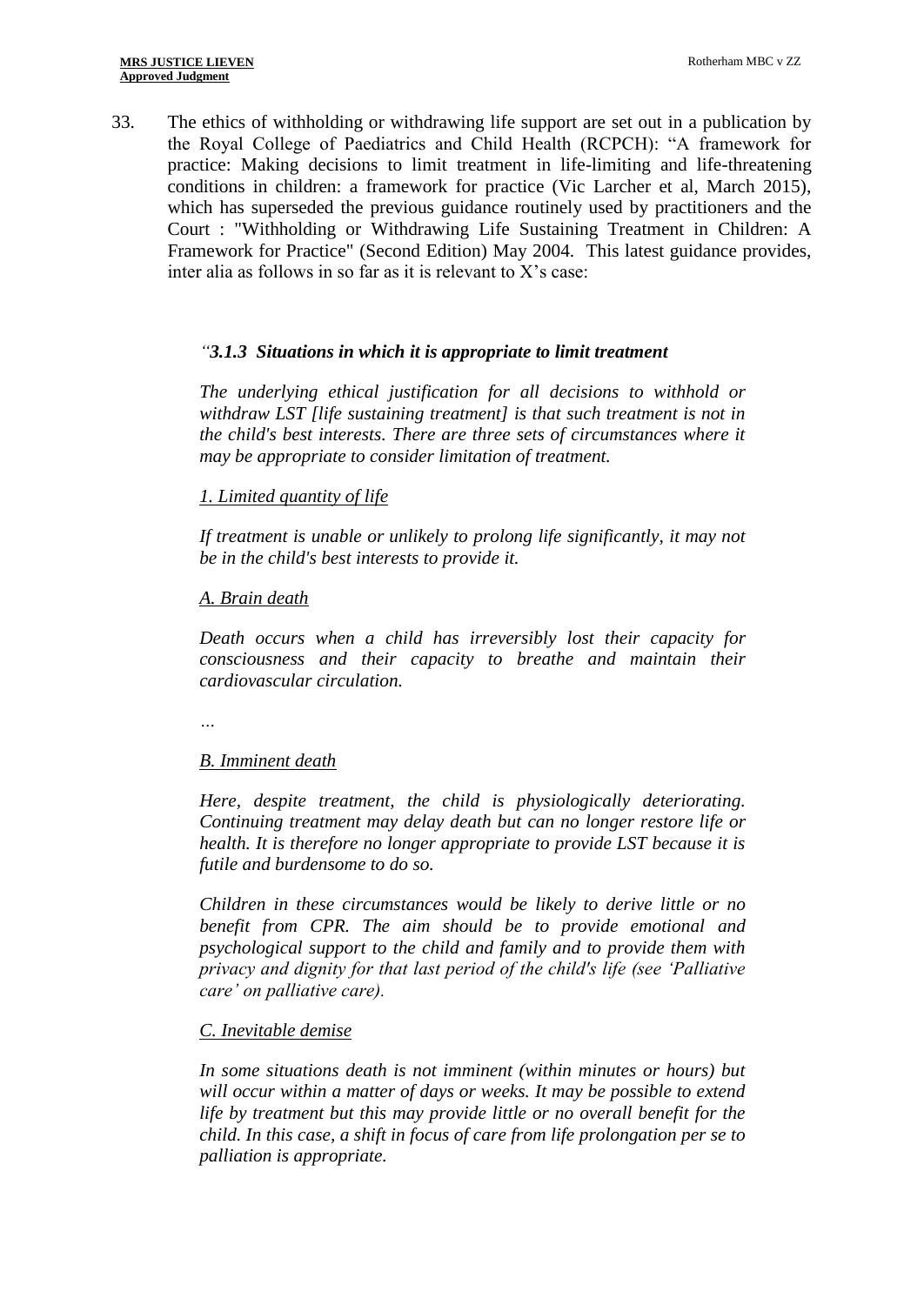33. The ethics of withholding or withdrawing life support are set out in a publication by the Royal College of Paediatrics and Child Health (RCPCH): "A framework for practice: Making decisions to limit treatment in life-limiting and life-threatening conditions in children: a framework for practice (Vic Larcher et al, March 2015), which has superseded the previous guidance routinely used by practitioners and the Court : "Withholding or Withdrawing Life Sustaining Treatment in Children: A Framework for Practice" (Second Edition) May 2004. This latest guidance provides, inter alia as follows in so far as it is relevant to X's case:

> *"**3.1.3 Situations in which it is appropriate to limit treatment***
>
> *The underlying ethical justification for all decisions to withhold or withdraw LST [life sustaining treatment] is that such treatment is not in the child's best interests. There are three sets of circumstances where it may be appropriate to consider limitation of treatment.*
>
> *<u>1. Limited quantity of life</u>*
>
> *If treatment is unable or unlikely to prolong life significantly, it may not be in the child's best interests to provide it.*
>
> *<u>A. Brain death</u>*
>
> *Death occurs when a child has irreversibly lost their capacity for consciousness and their capacity to breathe and maintain their cardiovascular circulation.*
>
> *…*
>
> *<u>B. Imminent death</u>*
>
> *Here, despite treatment, the child is physiologically deteriorating. Continuing treatment may delay death but can no longer restore life or health. It is therefore no longer appropriate to provide LST because it is futile and burdensome to do so.*
>
> *Children in these circumstances would be likely to derive little or no benefit from CPR. The aim should be to provide emotional and psychological support to the child and family and to provide them with privacy and dignity for that last period of the child's life (see 'Palliative care' on palliative care).*
>
> *<u>C. Inevitable demise</u>*
>
> *In some situations death is not imminent (within minutes or hours) but will occur within a matter of days or weeks. It may be possible to extend life by treatment but this may provide little or no overall benefit for the child. In this case, a shift in focus of care from life prolongation per se to palliation is appropriate.*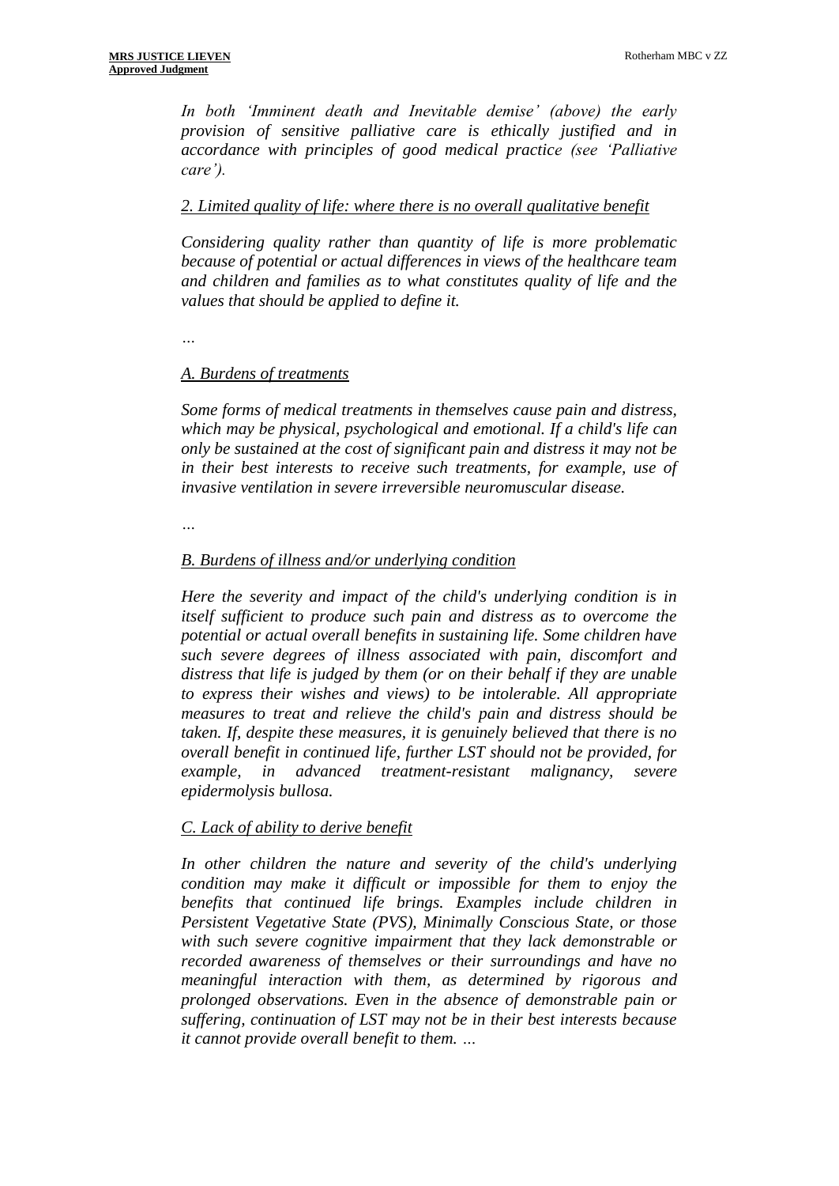*In both 'Imminent death and Inevitable demise' (above) the early provision of sensitive palliative care is ethically justified and in accordance with principles of good medical practice (see 'Palliative care').*

*2. Limited quality of life: where there is no overall qualitative benefit*

*Considering quality rather than quantity of life is more problematic because of potential or actual differences in views of the healthcare team and children and families as to what constitutes quality of life and the values that should be applied to define it.*

*…*

*A. Burdens of treatments*

*Some forms of medical treatments in themselves cause pain and distress, which may be physical, psychological and emotional. If a child's life can only be sustained at the cost of significant pain and distress it may not be in their best interests to receive such treatments, for example, use of invasive ventilation in severe irreversible neuromuscular disease.*

*…*

*B. Burdens of illness and/or underlying condition*

*Here the severity and impact of the child's underlying condition is in itself sufficient to produce such pain and distress as to overcome the potential or actual overall benefits in sustaining life. Some children have such severe degrees of illness associated with pain, discomfort and distress that life is judged by them (or on their behalf if they are unable to express their wishes and views) to be intolerable. All appropriate measures to treat and relieve the child's pain and distress should be taken. If, despite these measures, it is genuinely believed that there is no overall benefit in continued life, further LST should not be provided, for example, in advanced treatment-resistant malignancy, severe epidermolysis bullosa.*

*C. Lack of ability to derive benefit*

*In other children the nature and severity of the child's underlying condition may make it difficult or impossible for them to enjoy the benefits that continued life brings. Examples include children in Persistent Vegetative State (PVS), Minimally Conscious State, or those with such severe cognitive impairment that they lack demonstrable or recorded awareness of themselves or their surroundings and have no meaningful interaction with them, as determined by rigorous and prolonged observations. Even in the absence of demonstrable pain or suffering, continuation of LST may not be in their best interests because it cannot provide overall benefit to them. …*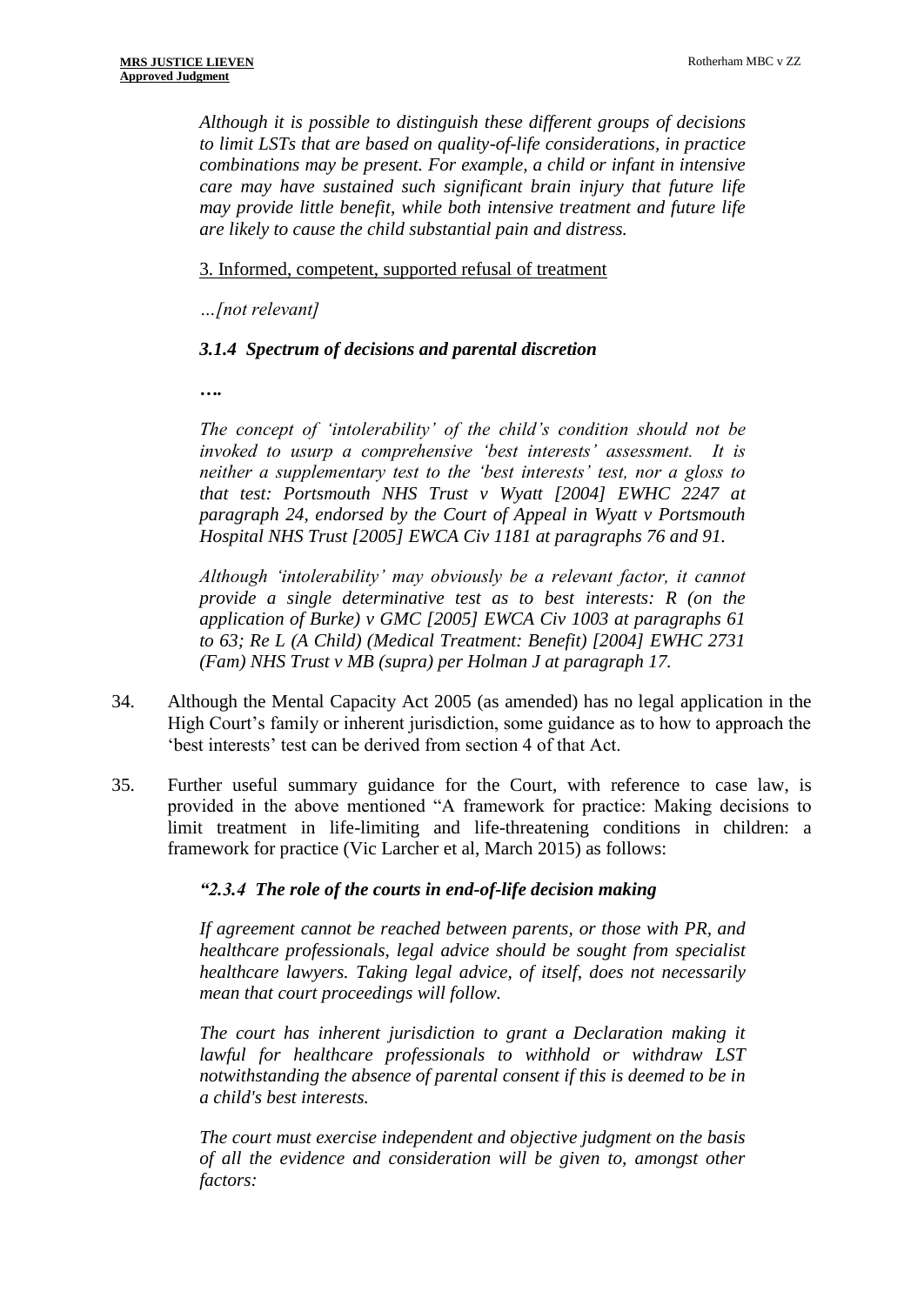*Although it is possible to distinguish these different groups of decisions to limit LSTs that are based on quality-of-life considerations, in practice combinations may be present. For example, a child or infant in intensive care may have sustained such significant brain injury that future life may provide little benefit, while both intensive treatment and future life are likely to cause the child substantial pain and distress.*

3. Informed, competent, supported refusal of treatment

*…[not relevant]*

***3.1.4 Spectrum of decisions and parental discretion***

***….***

*The concept of 'intolerability' of the child's condition should not be invoked to usurp a comprehensive 'best interests' assessment. It is neither a supplementary test to the 'best interests' test, nor a gloss to that test: Portsmouth NHS Trust v Wyatt [2004] EWHC 2247 at paragraph 24, endorsed by the Court of Appeal in Wyatt v Portsmouth Hospital NHS Trust [2005] EWCA Civ 1181 at paragraphs 76 and 91.*

*Although 'intolerability' may obviously be a relevant factor, it cannot provide a single determinative test as to best interests: R (on the application of Burke) v GMC [2005] EWCA Civ 1003 at paragraphs 61 to 63; Re L (A Child) (Medical Treatment: Benefit) [2004] EWHC 2731 (Fam) NHS Trust v MB (supra) per Holman J at paragraph 17.*

34. Although the Mental Capacity Act 2005 (as amended) has no legal application in the High Court's family or inherent jurisdiction, some guidance as to how to approach the 'best interests' test can be derived from section 4 of that Act.

35. Further useful summary guidance for the Court, with reference to case law, is provided in the above mentioned "A framework for practice: Making decisions to limit treatment in life-limiting and life-threatening conditions in children: a framework for practice (Vic Larcher et al, March 2015) as follows:

***"2.3.4 The role of the courts in end-of-life decision making***

*If agreement cannot be reached between parents, or those with PR, and healthcare professionals, legal advice should be sought from specialist healthcare lawyers. Taking legal advice, of itself, does not necessarily mean that court proceedings will follow.*

*The court has inherent jurisdiction to grant a Declaration making it lawful for healthcare professionals to withhold or withdraw LST notwithstanding the absence of parental consent if this is deemed to be in a child's best interests.*

*The court must exercise independent and objective judgment on the basis of all the evidence and consideration will be given to, amongst other factors:*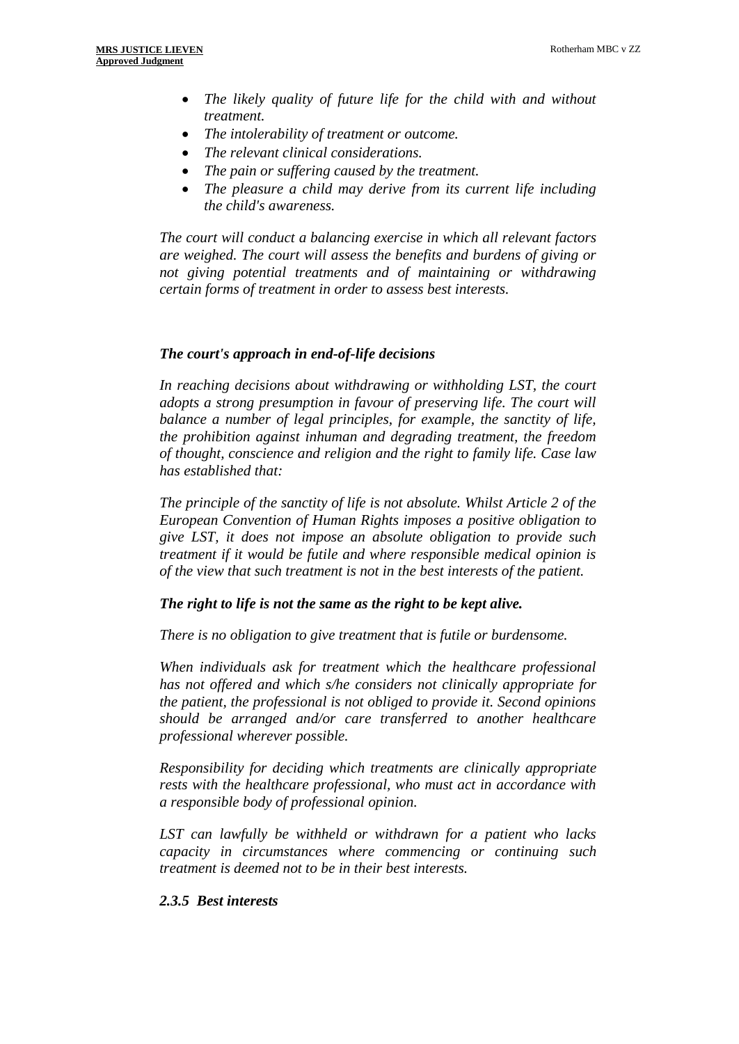- *The likely quality of future life for the child with and without treatment.*
- *The intolerability of treatment or outcome.*
- *The relevant clinical considerations.*
- *The pain or suffering caused by the treatment.*
- *The pleasure a child may derive from its current life including the child's awareness.*

*The court will conduct a balancing exercise in which all relevant factors are weighed. The court will assess the benefits and burdens of giving or not giving potential treatments and of maintaining or withdrawing certain forms of treatment in order to assess best interests.*

***The court's approach in end-of-life decisions***

*In reaching decisions about withdrawing or withholding LST, the court adopts a strong presumption in favour of preserving life. The court will balance a number of legal principles, for example, the sanctity of life, the prohibition against inhuman and degrading treatment, the freedom of thought, conscience and religion and the right to family life. Case law has established that:*

*The principle of the sanctity of life is not absolute. Whilst Article 2 of the European Convention of Human Rights imposes a positive obligation to give LST, it does not impose an absolute obligation to provide such treatment if it would be futile and where responsible medical opinion is of the view that such treatment is not in the best interests of the patient.*

***The right to life is not the same as the right to be kept alive.***

*There is no obligation to give treatment that is futile or burdensome.*

*When individuals ask for treatment which the healthcare professional has not offered and which s/he considers not clinically appropriate for the patient, the professional is not obliged to provide it. Second opinions should be arranged and/or care transferred to another healthcare professional wherever possible.*

*Responsibility for deciding which treatments are clinically appropriate rests with the healthcare professional, who must act in accordance with a responsible body of professional opinion.*

*LST can lawfully be withheld or withdrawn for a patient who lacks capacity in circumstances where commencing or continuing such treatment is deemed not to be in their best interests.*

***2.3.5 Best interests***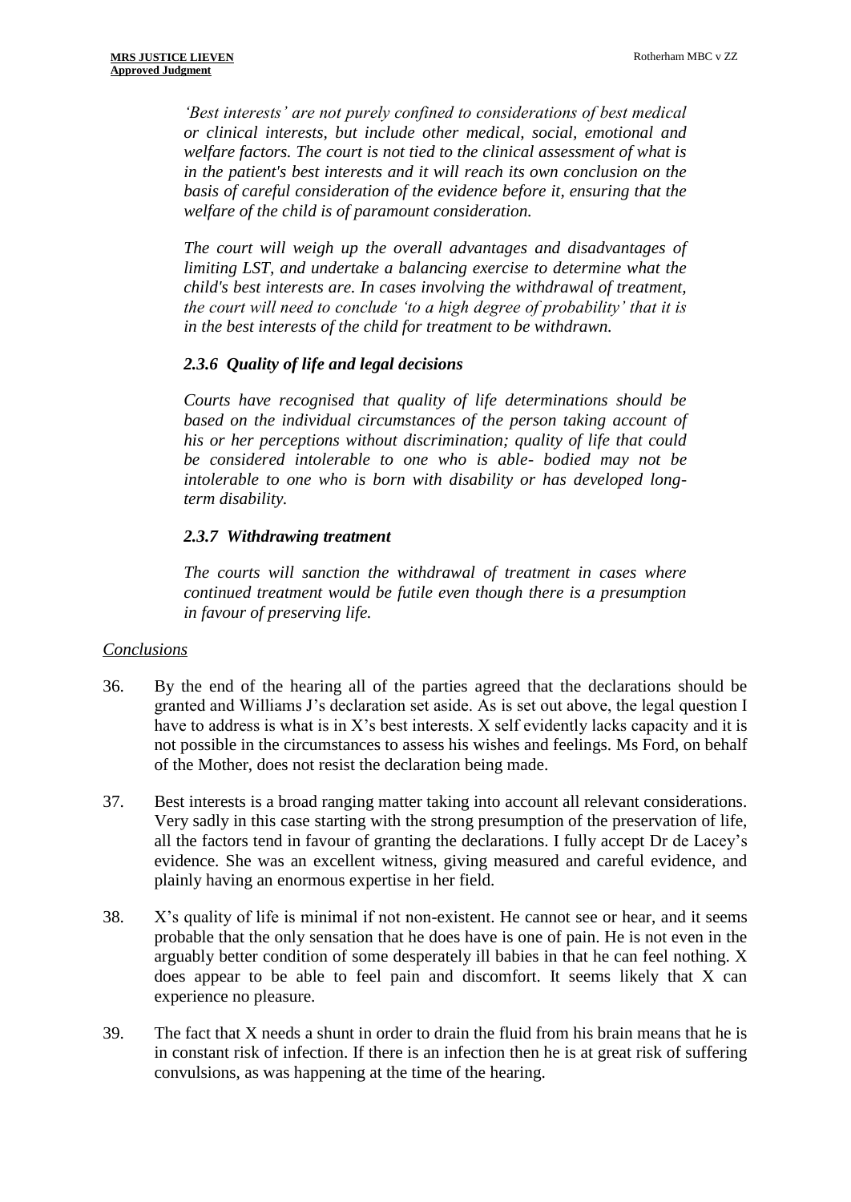*'Best interests' are not purely confined to considerations of best medical or clinical interests, but include other medical, social, emotional and welfare factors. The court is not tied to the clinical assessment of what is in the patient's best interests and it will reach its own conclusion on the basis of careful consideration of the evidence before it, ensuring that the welfare of the child is of paramount consideration.*

*The court will weigh up the overall advantages and disadvantages of limiting LST, and undertake a balancing exercise to determine what the child's best interests are. In cases involving the withdrawal of treatment, the court will need to conclude 'to a high degree of probability' that it is in the best interests of the child for treatment to be withdrawn.*

***2.3.6 Quality of life and legal decisions***

*Courts have recognised that quality of life determinations should be based on the individual circumstances of the person taking account of his or her perceptions without discrimination; quality of life that could be considered intolerable to one who is able- bodied may not be intolerable to one who is born with disability or has developed long-term disability.*

***2.3.7 Withdrawing treatment***

*The courts will sanction the withdrawal of treatment in cases where continued treatment would be futile even though there is a presumption in favour of preserving life.*

*Conclusions*

36. By the end of the hearing all of the parties agreed that the declarations should be granted and Williams J's declaration set aside. As is set out above, the legal question I have to address is what is in X's best interests. X self evidently lacks capacity and it is not possible in the circumstances to assess his wishes and feelings. Ms Ford, on behalf of the Mother, does not resist the declaration being made.

37. Best interests is a broad ranging matter taking into account all relevant considerations. Very sadly in this case starting with the strong presumption of the preservation of life, all the factors tend in favour of granting the declarations. I fully accept Dr de Lacey's evidence. She was an excellent witness, giving measured and careful evidence, and plainly having an enormous expertise in her field.

38. X's quality of life is minimal if not non-existent. He cannot see or hear, and it seems probable that the only sensation that he does have is one of pain. He is not even in the arguably better condition of some desperately ill babies in that he can feel nothing. X does appear to be able to feel pain and discomfort. It seems likely that X can experience no pleasure.

39. The fact that X needs a shunt in order to drain the fluid from his brain means that he is in constant risk of infection. If there is an infection then he is at great risk of suffering convulsions, as was happening at the time of the hearing.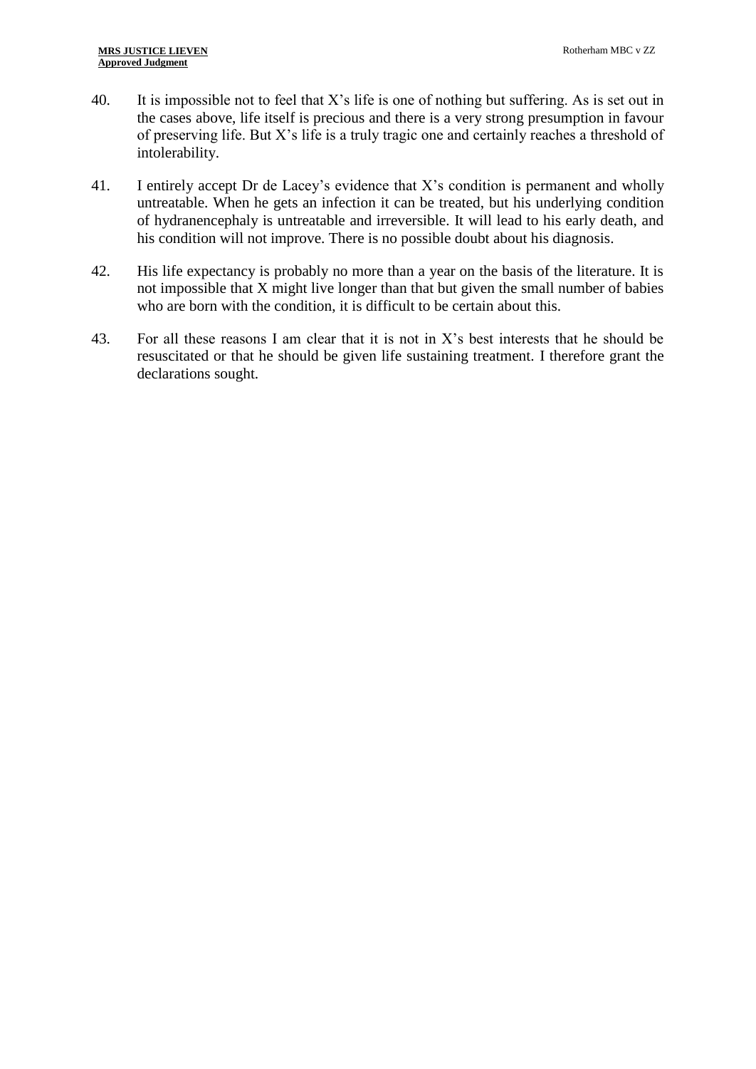40. It is impossible not to feel that X's life is one of nothing but suffering. As is set out in the cases above, life itself is precious and there is a very strong presumption in favour of preserving life. But X's life is a truly tragic one and certainly reaches a threshold of intolerability.

41. I entirely accept Dr de Lacey's evidence that X's condition is permanent and wholly untreatable. When he gets an infection it can be treated, but his underlying condition of hydranencephaly is untreatable and irreversible. It will lead to his early death, and his condition will not improve. There is no possible doubt about his diagnosis.

42. His life expectancy is probably no more than a year on the basis of the literature. It is not impossible that X might live longer than that but given the small number of babies who are born with the condition, it is difficult to be certain about this.

43. For all these reasons I am clear that it is not in X's best interests that he should be resuscitated or that he should be given life sustaining treatment. I therefore grant the declarations sought.